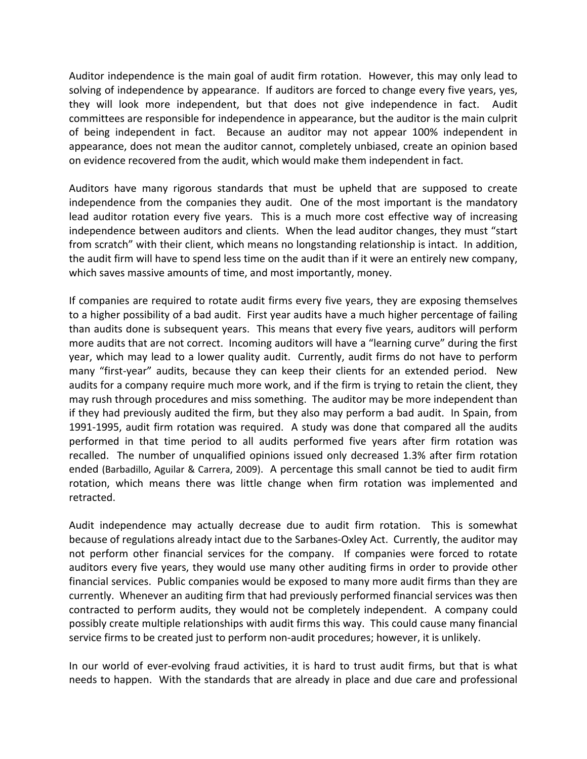Auditor independence is the main goal of audit firm rotation. However, this may only lead to solving of independence by appearance. If auditors are forced to change every five years, yes, they will look more independent, but that does not give independence in fact. Audit committees are responsible for independence in appearance, but the auditor is the main culprit of being independent in fact. Because an auditor may not appear 100% independent in appearance, does not mean the auditor cannot, completely unbiased, create an opinion based on evidence recovered from the audit, which would make them independent in fact.

Auditors have many rigorous standards that must be upheld that are supposed to create independence from the companies they audit. One of the most important is the mandatory lead auditor rotation every five years. This is a much more cost effective way of increasing independence between auditors and clients. When the lead auditor changes, they must "start from scratch" with their client, which means no longstanding relationship is intact. In addition, the audit firm will have to spend less time on the audit than if it were an entirely new company, which saves massive amounts of time, and most importantly, money.

If companies are required to rotate audit firms every five years, they are exposing themselves to a higher possibility of a bad audit. First year audits have a much higher percentage of failing than audits done is subsequent years. This means that every five years, auditors will perform more audits that are not correct. Incoming auditors will have a "learning curve" during the first year, which may lead to a lower quality audit. Currently, audit firms do not have to perform many "first-year" audits, because they can keep their clients for an extended period. New audits for a company require much more work, and if the firm is trying to retain the client, they may rush through procedures and miss something. The auditor may be more independent than if they had previously audited the firm, but they also may perform a bad audit. In Spain, from 1991-1995, audit firm rotation was required. A study was done that compared all the audits performed in that time period to all audits performed five years after firm rotation was recalled. The number of unqualified opinions issued only decreased 1.3% after firm rotation ended (Barbadillo, Aguilar & Carrera, 2009). A percentage this small cannot be tied to audit firm rotation, which means there was little change when firm rotation was implemented and retracted.

Audit independence may actually decrease due to audit firm rotation. This is somewhat because of regulations already intact due to the Sarbanes-Oxley Act. Currently, the auditor may not perform other financial services for the company. If companies were forced to rotate auditors every five years, they would use many other auditing firms in order to provide other financial services. Public companies would be exposed to many more audit firms than they are currently. Whenever an auditing firm that had previously performed financial services was then contracted to perform audits, they would not be completely independent. A company could possibly create multiple relationships with audit firms this way. This could cause many financial service firms to be created just to perform non-audit procedures; however, it is unlikely.

In our world of ever-evolving fraud activities, it is hard to trust audit firms, but that is what needs to happen. With the standards that are already in place and due care and professional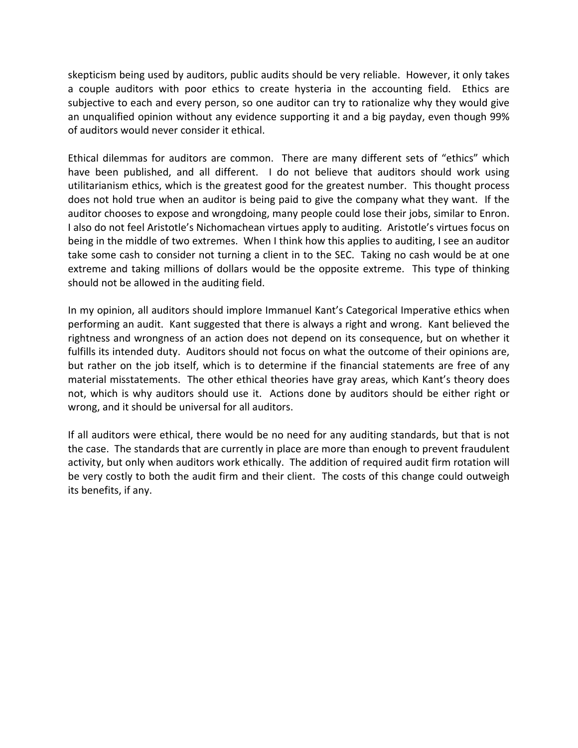skepticism being used by auditors, public audits should be very reliable. However, it only takes a couple auditors with poor ethics to create hysteria in the accounting field. Ethics are subjective to each and every person, so one auditor can try to rationalize why they would give an unqualified opinion without any evidence supporting it and a big payday, even though 99% of auditors would never consider it ethical.

Ethical dilemmas for auditors are common. There are many different sets of "ethics" which have been published, and all different. I do not believe that auditors should work using utilitarianism ethics, which is the greatest good for the greatest number. This thought process does not hold true when an auditor is being paid to give the company what they want. If the auditor chooses to expose and wrongdoing, many people could lose their jobs, similar to Enron. I also do not feel Aristotle's Nichomachean virtues apply to auditing. Aristotle's virtues focus on being in the middle of two extremes. When I think how this applies to auditing, I see an auditor take some cash to consider not turning a client in to the SEC. Taking no cash would be at one extreme and taking millions of dollars would be the opposite extreme. This type of thinking should not be allowed in the auditing field.

In my opinion, all auditors should implore Immanuel Kant's Categorical Imperative ethics when performing an audit. Kant suggested that there is always a right and wrong. Kant believed the rightness and wrongness of an action does not depend on its consequence, but on whether it fulfills its intended duty. Auditors should not focus on what the outcome of their opinions are, but rather on the job itself, which is to determine if the financial statements are free of any material misstatements. The other ethical theories have gray areas, which Kant's theory does not, which is why auditors should use it. Actions done by auditors should be either right or wrong, and it should be universal for all auditors.

If all auditors were ethical, there would be no need for any auditing standards, but that is not the case. The standards that are currently in place are more than enough to prevent fraudulent activity, but only when auditors work ethically. The addition of required audit firm rotation will be very costly to both the audit firm and their client. The costs of this change could outweigh its benefits, if any.